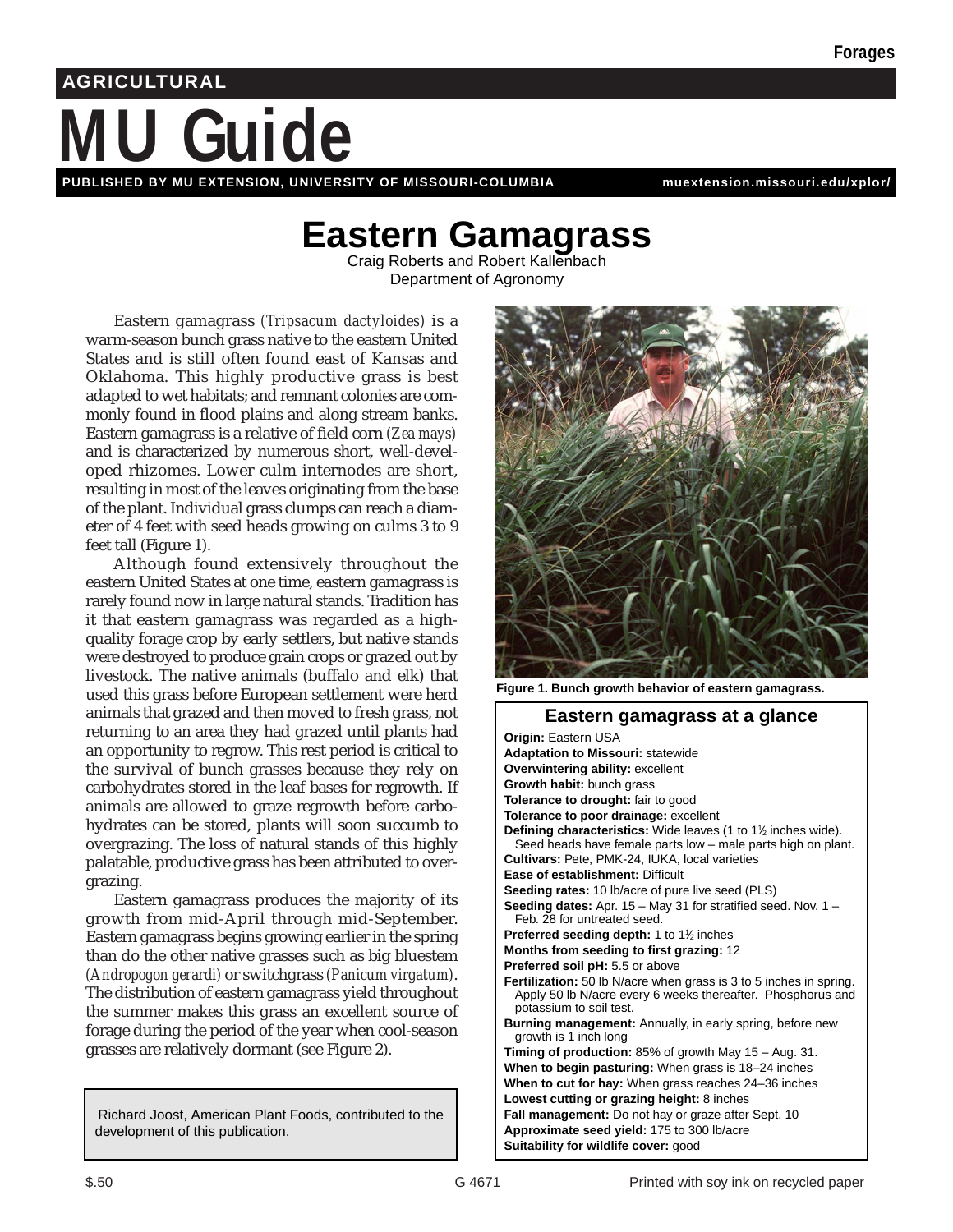Forages

AGRICULTURAL

# MU Guide

PUBLISHED BY MU EXTENSION, UNIVERSITY OF MISSOURI-COLUMBIA muextension.missouri.edu/xplor/

# Eastern Gamagrass

Craig Roberts and Robert Kallenbach
Department of Agronomy

Eastern gamagrass (*Tripsacum dactyloides*) is a warm-season bunch grass native to the eastern United States and is still often found east of Kansas and Oklahoma. This highly productive grass is best adapted to wet habitats; and remnant colonies are commonly found in flood plains and along stream banks. Eastern gamagrass is a relative of field corn (*Zea mays*) and is characterized by numerous short, well-developed rhizomes. Lower culm internodes are short, resulting in most of the leaves originating from the base of the plant. Individual grass clumps can reach a diameter of 4 feet with seed heads growing on culms 3 to 9 feet tall (Figure 1).

Although found extensively throughout the eastern United States at one time, eastern gamagrass is rarely found now in large natural stands. Tradition has it that eastern gamagrass was regarded as a high-quality forage crop by early settlers, but native stands were destroyed to produce grain crops or grazed out by livestock. The native animals (buffalo and elk) that used this grass before European settlement were herd animals that grazed and then moved to fresh grass, not returning to an area they had grazed until plants had an opportunity to regrow. This rest period is critical to the survival of bunch grasses because they rely on carbohydrates stored in the leaf bases for regrowth. If animals are allowed to graze regrowth before carbohydrates can be stored, plants will soon succumb to overgrazing. The loss of natural stands of this highly palatable, productive grass has been attributed to overgrazing.

Eastern gamagrass produces the majority of its growth from mid-April through mid-September. Eastern gamagrass begins growing earlier in the spring than do the other native grasses such as big bluestem (*Andropogon gerardi*) or switchgrass (*Panicum virgatum*). The distribution of eastern gamagrass yield throughout the summer makes this grass an excellent source of forage during the period of the year when cool-season grasses are relatively dormant (see Figure 2).

Richard Joost, American Plant Foods, contributed to the development of this publication.

**Figure 1. Bunch growth behavior of eastern gamagrass.**

## Eastern gamagrass at a glance

**Origin:** Eastern USA
**Adaptation to Missouri:** statewide
**Overwintering ability:** excellent
**Growth habit:** bunch grass
**Tolerance to drought:** fair to good
**Tolerance to poor drainage:** excellent
**Defining characteristics:** Wide leaves (1 to 1½ inches wide). Seed heads have female parts low – male parts high on plant.
**Cultivars:** Pete, PMK-24, IUKA, local varieties
**Ease of establishment:** Difficult
**Seeding rates:** 10 lb/acre of pure live seed (PLS)
**Seeding dates:** Apr. 15 – May 31 for stratified seed. Nov. 1 – Feb. 28 for untreated seed.
**Preferred seeding depth:** 1 to 1½ inches
**Months from seeding to first grazing:** 12
**Preferred soil pH:** 5.5 or above
**Fertilization:** 50 lb N/acre when grass is 3 to 5 inches in spring. Apply 50 lb N/acre every 6 weeks thereafter. Phosphorus and potassium to soil test.
**Burning management:** Annually, in early spring, before new growth is 1 inch long
**Timing of production:** 85% of growth May 15 – Aug. 31.
**When to begin pasturing:** When grass is 18–24 inches
**When to cut for hay:** When grass reaches 24–36 inches
**Lowest cutting or grazing height:** 8 inches
**Fall management:** Do not hay or graze after Sept. 10
**Approximate seed yield:** 175 to 300 lb/acre
**Suitability for wildlife cover:** good

$.50 G 4671 Printed with soy ink on recycled paper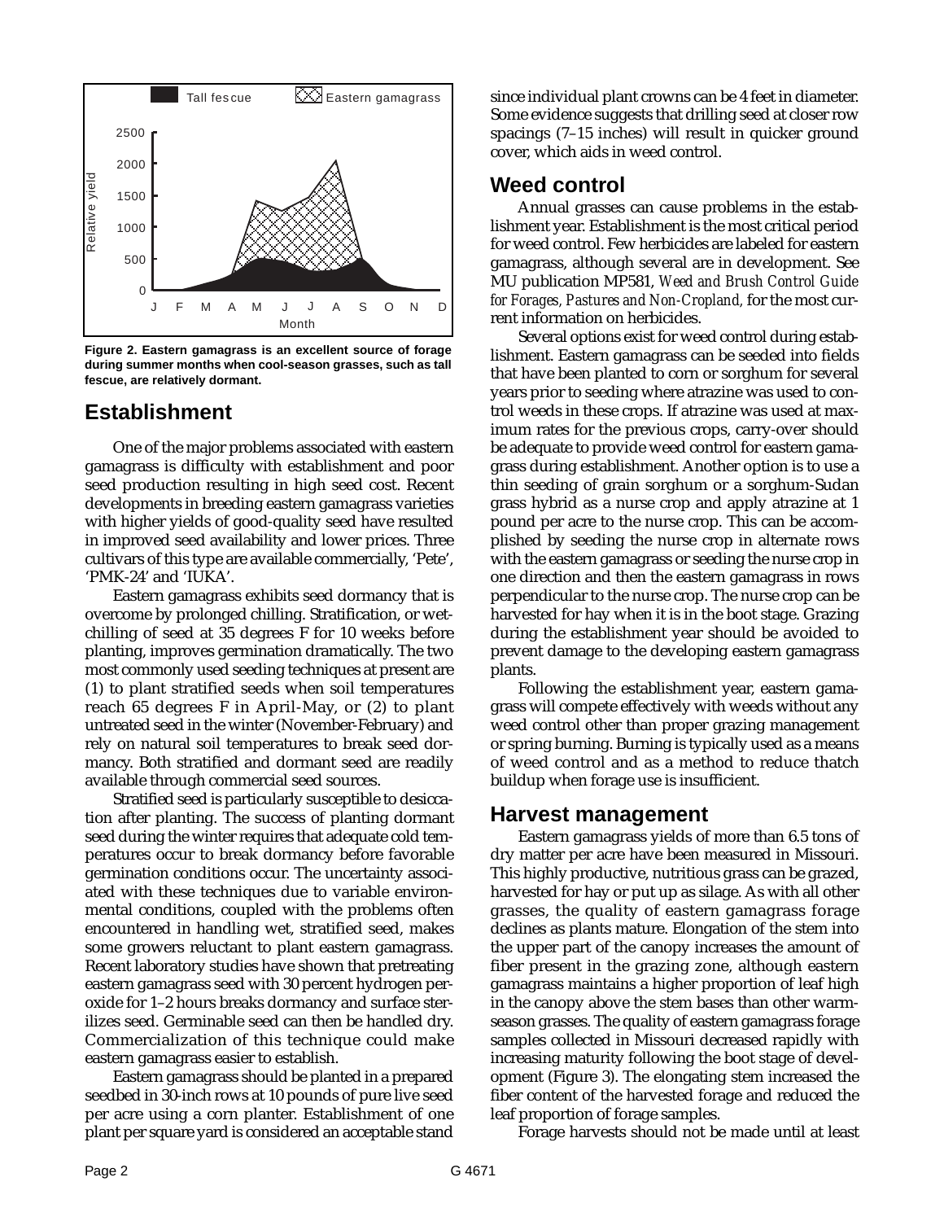Figure 2. Eastern gamagrass is an excellent source of forage during summer months when cool-season grasses, such as tall fescue, are relatively dormant.

## Establishment

One of the major problems associated with eastern gamagrass is difficulty with establishment and poor seed production resulting in high seed cost. Recent developments in breeding eastern gamagrass varieties with higher yields of good-quality seed have resulted in improved seed availability and lower prices. Three cultivars of this type are available commercially, 'Pete', 'PMK-24' and 'IUKA'.

Eastern gamagrass exhibits seed dormancy that is overcome by prolonged chilling. Stratification, or wet-chilling of seed at 35 degrees F for 10 weeks before planting, improves germination dramatically. The two most commonly used seeding techniques at present are (1) to plant stratified seeds when soil temperatures reach 65 degrees F in April-May, or (2) to plant untreated seed in the winter (November-February) and rely on natural soil temperatures to break seed dormancy. Both stratified and dormant seed are readily available through commercial seed sources.

Stratified seed is particularly susceptible to desiccation after planting. The success of planting dormant seed during the winter requires that adequate cold temperatures occur to break dormancy before favorable germination conditions occur. The uncertainty associated with these techniques due to variable environmental conditions, coupled with the problems often encountered in handling wet, stratified seed, makes some growers reluctant to plant eastern gamagrass. Recent laboratory studies have shown that pretreating eastern gamagrass seed with 30 percent hydrogen peroxide for 1–2 hours breaks dormancy and surface sterilizes seed. Germinable seed can then be handled dry. Commercialization of this technique could make eastern gamagrass easier to establish.

Eastern gamagrass should be planted in a prepared seedbed in 30-inch rows at 10 pounds of pure live seed per acre using a corn planter. Establishment of one plant per square yard is considered an acceptable stand since individual plant crowns can be 4 feet in diameter. Some evidence suggests that drilling seed at closer row spacings (7–15 inches) will result in quicker ground cover, which aids in weed control.

## Weed control

Annual grasses can cause problems in the establishment year. Establishment is the most critical period for weed control. Few herbicides are labeled for eastern gamagrass, although several are in development. See MU publication MP581, *Weed and Brush Control Guide for Forages, Pastures and Non-Cropland*, for the most current information on herbicides.

Several options exist for weed control during establishment. Eastern gamagrass can be seeded into fields that have been planted to corn or sorghum for several years prior to seeding where atrazine was used to control weeds in these crops. If atrazine was used at maximum rates for the previous crops, carry-over should be adequate to provide weed control for eastern gamagrass during establishment. Another option is to use a thin seeding of grain sorghum or a sorghum-Sudan grass hybrid as a nurse crop and apply atrazine at 1 pound per acre to the nurse crop. This can be accomplished by seeding the nurse crop in alternate rows with the eastern gamagrass or seeding the nurse crop in one direction and then the eastern gamagrass in rows perpendicular to the nurse crop. The nurse crop can be harvested for hay when it is in the boot stage. Grazing during the establishment year should be avoided to prevent damage to the developing eastern gamagrass plants.

Following the establishment year, eastern gamagrass will compete effectively with weeds without any weed control other than proper grazing management or spring burning. Burning is typically used as a means of weed control and as a method to reduce thatch buildup when forage use is insufficient.

## Harvest management

Eastern gamagrass yields of more than 6.5 tons of dry matter per acre have been measured in Missouri. This highly productive, nutritious grass can be grazed, harvested for hay or put up as silage. As with all other grasses, the quality of eastern gamagrass forage declines as plants mature. Elongation of the stem into the upper part of the canopy increases the amount of fiber present in the grazing zone, although eastern gamagrass maintains a higher proportion of leaf high in the canopy above the stem bases than other warm-season grasses. The quality of eastern gamagrass forage samples collected in Missouri decreased rapidly with increasing maturity following the boot stage of development (Figure 3). The elongating stem increased the fiber content of the harvested forage and reduced the leaf proportion of forage samples.

Forage harvests should not be made until at least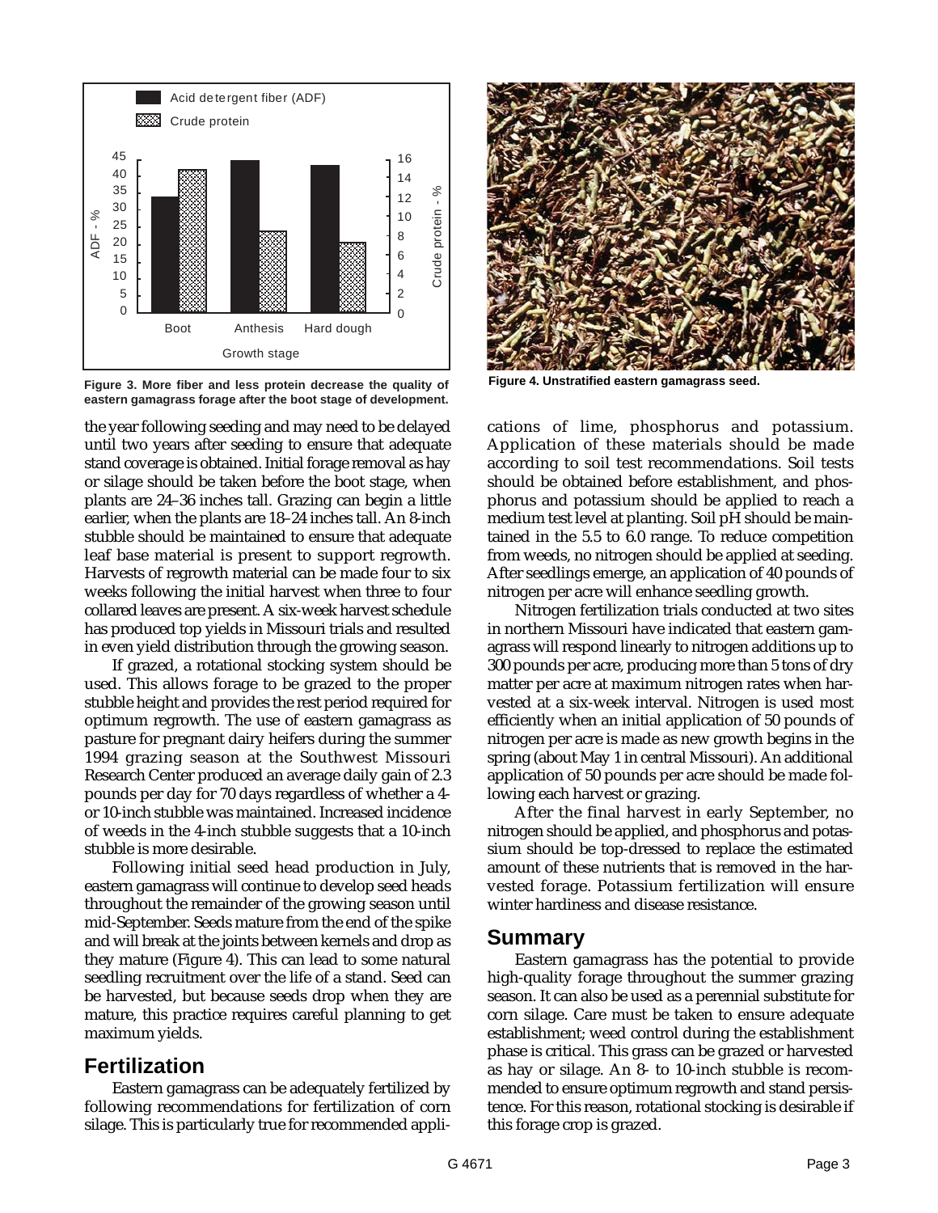Figure 3. More fiber and less protein decrease the quality of eastern gamagrass forage after the boot stage of development.

Figure 4. Unstratified eastern gamagrass seed.

the year following seeding and may need to be delayed until two years after seeding to ensure that adequate stand coverage is obtained. Initial forage removal as hay or silage should be taken before the boot stage, when plants are 24–36 inches tall. Grazing can begin a little earlier, when the plants are 18–24 inches tall. An 8-inch stubble should be maintained to ensure that adequate leaf base material is present to support regrowth. Harvests of regrowth material can be made four to six weeks following the initial harvest when three to four collared leaves are present. A six-week harvest schedule has produced top yields in Missouri trials and resulted in even yield distribution through the growing season.

If grazed, a rotational stocking system should be used. This allows forage to be grazed to the proper stubble height and provides the rest period required for optimum regrowth. The use of eastern gamagrass as pasture for pregnant dairy heifers during the summer 1994 grazing season at the Southwest Missouri Research Center produced an average daily gain of 2.3 pounds per day for 70 days regardless of whether a 4- or 10-inch stubble was maintained. Increased incidence of weeds in the 4-inch stubble suggests that a 10-inch stubble is more desirable.

Following initial seed head production in July, eastern gamagrass will continue to develop seed heads throughout the remainder of the growing season until mid-September. Seeds mature from the end of the spike and will break at the joints between kernels and drop as they mature (Figure 4). This can lead to some natural seedling recruitment over the life of a stand. Seed can be harvested, but because seeds drop when they are mature, this practice requires careful planning to get maximum yields.

## Fertilization

Eastern gamagrass can be adequately fertilized by following recommendations for fertilization of corn silage. This is particularly true for recommended applications of lime, phosphorus and potassium. Application of these materials should be made according to soil test recommendations. Soil tests should be obtained before establishment, and phosphorus and potassium should be applied to reach a medium test level at planting. Soil pH should be maintained in the 5.5 to 6.0 range. To reduce competition from weeds, no nitrogen should be applied at seeding. After seedlings emerge, an application of 40 pounds of nitrogen per acre will enhance seedling growth.

Nitrogen fertilization trials conducted at two sites in northern Missouri have indicated that eastern gamagrass will respond linearly to nitrogen additions up to 300 pounds per acre, producing more than 5 tons of dry matter per acre at maximum nitrogen rates when harvested at a six-week interval. Nitrogen is used most efficiently when an initial application of 50 pounds of nitrogen per acre is made as new growth begins in the spring (about May 1 in central Missouri). An additional application of 50 pounds per acre should be made following each harvest or grazing.

After the final harvest in early September, no nitrogen should be applied, and phosphorus and potassium should be top-dressed to replace the estimated amount of these nutrients that is removed in the harvested forage. Potassium fertilization will ensure winter hardiness and disease resistance.

## Summary

Eastern gamagrass has the potential to provide high-quality forage throughout the summer grazing season. It can also be used as a perennial substitute for corn silage. Care must be taken to ensure adequate establishment; weed control during the establishment phase is critical. This grass can be grazed or harvested as hay or silage. An 8- to 10-inch stubble is recommended to ensure optimum regrowth and stand persistence. For this reason, rotational stocking is desirable if this forage crop is grazed.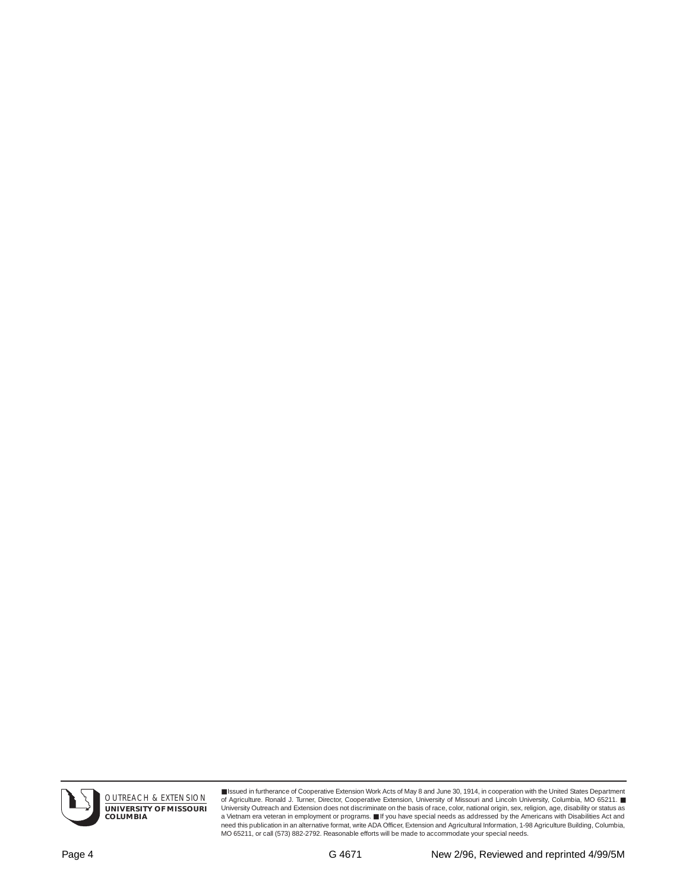OUTREACH & EXTENSION
**UNIVERSITY OF MISSOURI**
**COLUMBIA**

■ Issued in furtherance of Cooperative Extension Work Acts of May 8 and June 30, 1914, in cooperation with the United States Department of Agriculture. Ronald J. Turner, Director, Cooperative Extension, University of Missouri and Lincoln University, Columbia, MO 65211. ■ University Outreach and Extension does not discriminate on the basis of race, color, national origin, sex, religion, age, disability or status as a Vietnam era veteran in employment or programs. ■ If you have special needs as addressed by the Americans with Disabilities Act and need this publication in an alternative format, write ADA Officer, Extension and Agricultural Information, 1-98 Agriculture Building, Columbia, MO 65211, or call (573) 882-2792. Reasonable efforts will be made to accommodate your special needs.

G 4671 New 2/96, Reviewed and reprinted 4/99/5M